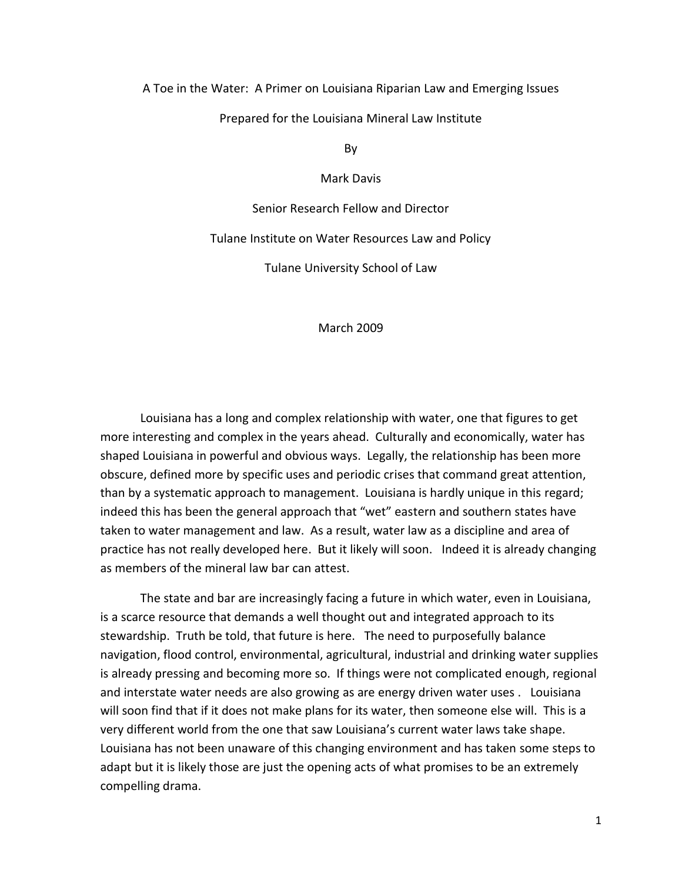# A Toe in the Water: A Primer on Louisiana Riparian Law and Emerging Issues

Prepared for the Louisiana Mineral Law Institute

By

Mark Davis

Senior Research Fellow and Director

Tulane Institute on Water Resources Law and Policy

Tulane University School of Law

March 2009

Louisiana has a long and complex relationship with water, one that figures to get more interesting and complex in the years ahead. Culturally and economically, water has shaped Louisiana in powerful and obvious ways. Legally, the relationship has been more obscure, defined more by specific uses and periodic crises that command great attention, than by a systematic approach to management. Louisiana is hardly unique in this regard; indeed this has been the general approach that "wet" eastern and southern states have taken to water management and law. As a result, water law as a discipline and area of practice has not really developed here. But it likely will soon. Indeed it is already changing as members of the mineral law bar can attest.

The state and bar are increasingly facing a future in which water, even in Louisiana, is a scarce resource that demands a well thought out and integrated approach to its stewardship. Truth be told, that future is here. The need to purposefully balance navigation, flood control, environmental, agricultural, industrial and drinking water supplies is already pressing and becoming more so. If things were not complicated enough, regional and interstate water needs are also growing as are energy driven water uses . Louisiana will soon find that if it does not make plans for its water, then someone else will. This is a very different world from the one that saw Louisiana's current water laws take shape. Louisiana has not been unaware of this changing environment and has taken some steps to adapt but it is likely those are just the opening acts of what promises to be an extremely compelling drama.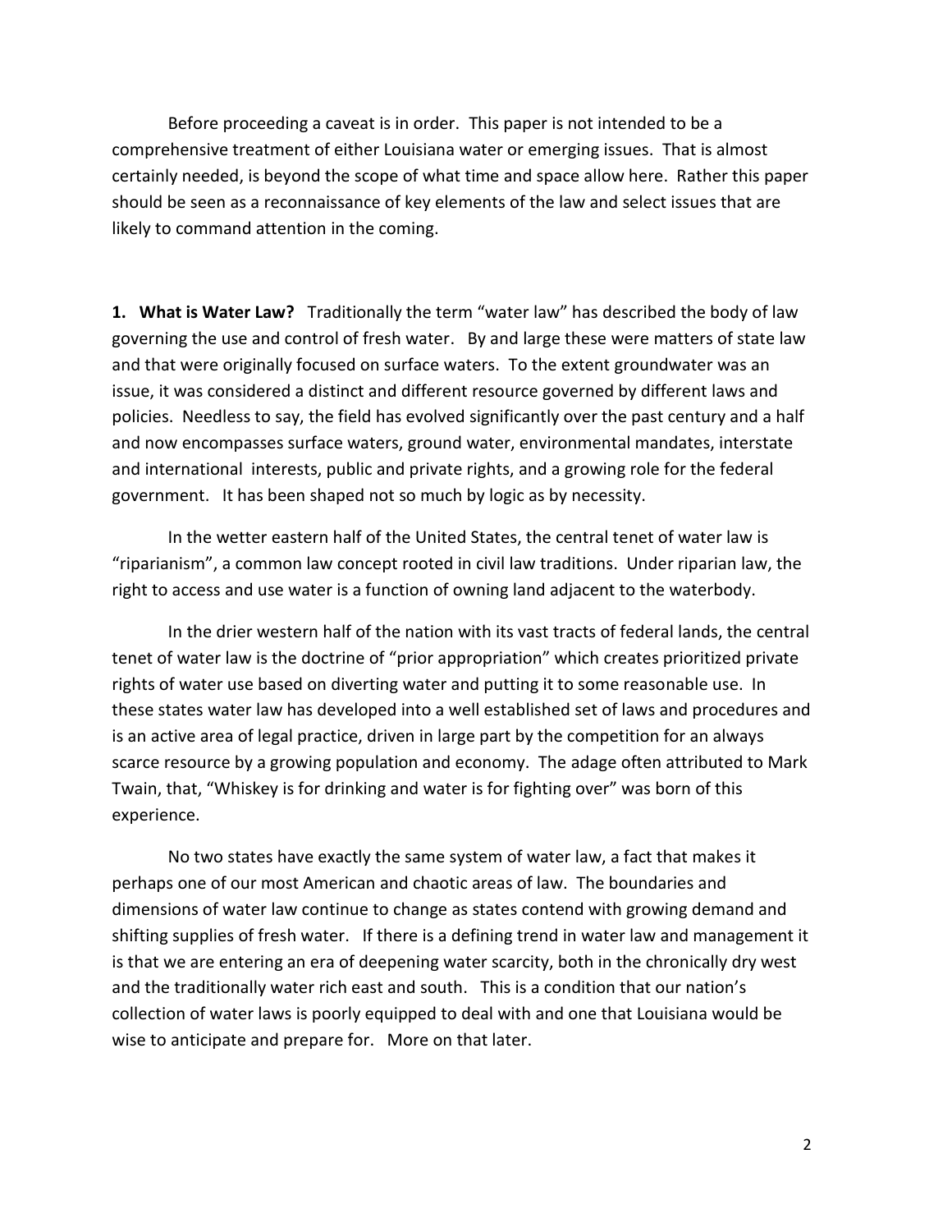Before proceeding a caveat is in order. This paper is not intended to be a comprehensive treatment of either Louisiana water or emerging issues. That is almost certainly needed, is beyond the scope of what time and space allow here. Rather this paper should be seen as a reconnaissance of key elements of the law and select issues that are likely to command attention in the coming.

**1. What is Water Law?** Traditionally the term "water law" has described the body of law governing the use and control of fresh water. By and large these were matters of state law and that were originally focused on surface waters. To the extent groundwater was an issue, it was considered a distinct and different resource governed by different laws and policies. Needless to say, the field has evolved significantly over the past century and a half and now encompasses surface waters, ground water, environmental mandates, interstate and international interests, public and private rights, and a growing role for the federal government. It has been shaped not so much by logic as by necessity.

In the wetter eastern half of the United States, the central tenet of water law is "riparianism", a common law concept rooted in civil law traditions. Under riparian law, the right to access and use water is a function of owning land adjacent to the waterbody.

In the drier western half of the nation with its vast tracts of federal lands, the central tenet of water law is the doctrine of "prior appropriation" which creates prioritized private rights of water use based on diverting water and putting it to some reasonable use. In these states water law has developed into a well established set of laws and procedures and is an active area of legal practice, driven in large part by the competition for an always scarce resource by a growing population and economy. The adage often attributed to Mark Twain, that, "Whiskey is for drinking and water is for fighting over" was born of this experience.

No two states have exactly the same system of water law, a fact that makes it perhaps one of our most American and chaotic areas of law. The boundaries and dimensions of water law continue to change as states contend with growing demand and shifting supplies of fresh water. If there is a defining trend in water law and management it is that we are entering an era of deepening water scarcity, both in the chronically dry west and the traditionally water rich east and south. This is a condition that our nation's collection of water laws is poorly equipped to deal with and one that Louisiana would be wise to anticipate and prepare for. More on that later.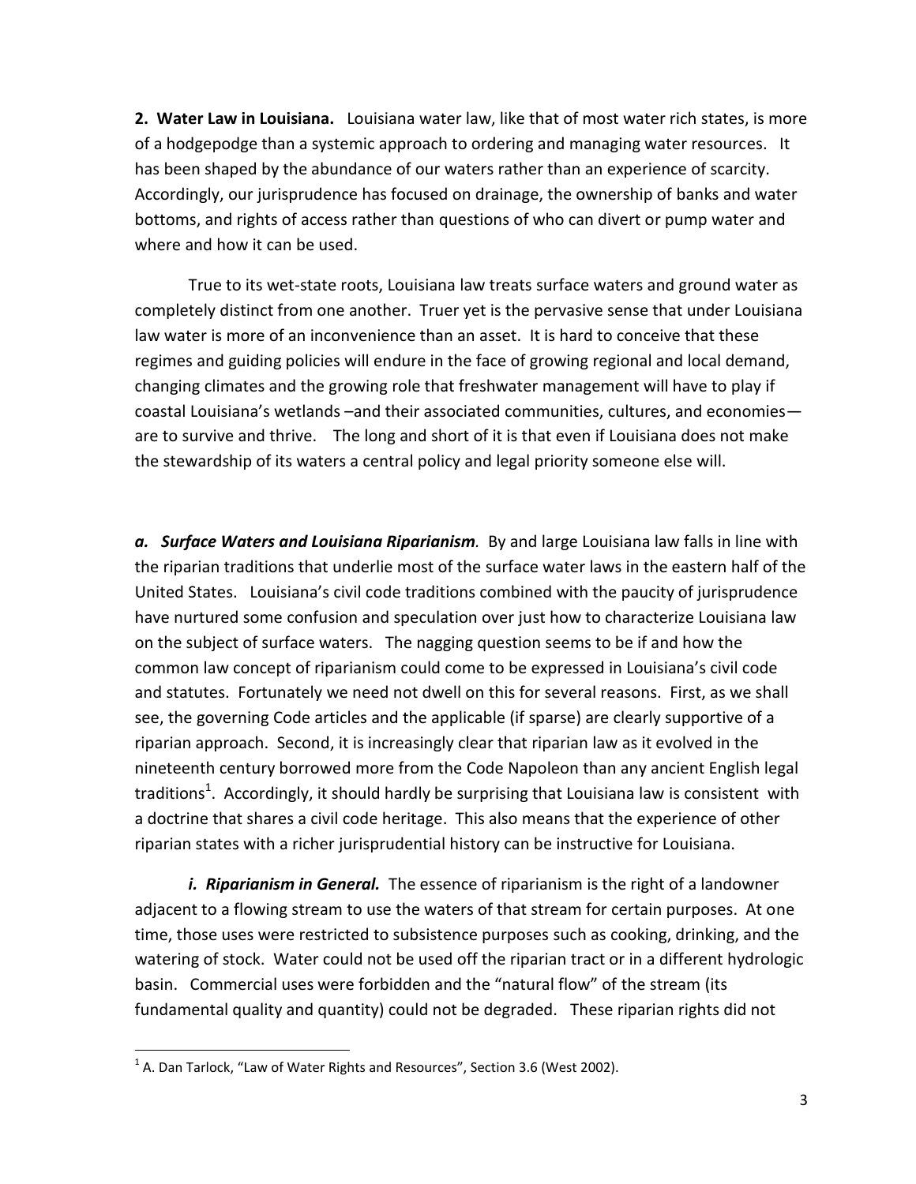**2. Water Law in Louisiana.** Louisiana water law, like that of most water rich states, is more of a hodgepodge than a systemic approach to ordering and managing water resources. It has been shaped by the abundance of our waters rather than an experience of scarcity. Accordingly, our jurisprudence has focused on drainage, the ownership of banks and water bottoms, and rights of access rather than questions of who can divert or pump water and where and how it can be used.

True to its wet-state roots, Louisiana law treats surface waters and ground water as completely distinct from one another. Truer yet is the pervasive sense that under Louisiana law water is more of an inconvenience than an asset. It is hard to conceive that these regimes and guiding policies will endure in the face of growing regional and local demand, changing climates and the growing role that freshwater management will have to play if coastal Louisiana's wetlands –and their associated communities, cultures, and economies— are to survive and thrive. The long and short of it is that even if Louisiana does not make the stewardship of its waters a central policy and legal priority someone else will.

***a. Surface Waters and Louisiana Riparianism.*** By and large Louisiana law falls in line with the riparian traditions that underlie most of the surface water laws in the eastern half of the United States. Louisiana's civil code traditions combined with the paucity of jurisprudence have nurtured some confusion and speculation over just how to characterize Louisiana law on the subject of surface waters. The nagging question seems to be if and how the common law concept of riparianism could come to be expressed in Louisiana's civil code and statutes. Fortunately we need not dwell on this for several reasons. First, as we shall see, the governing Code articles and the applicable (if sparse) are clearly supportive of a riparian approach. Second, it is increasingly clear that riparian law as it evolved in the nineteenth century borrowed more from the Code Napoleon than any ancient English legal traditions[1]. Accordingly, it should hardly be surprising that Louisiana law is consistent with a doctrine that shares a civil code heritage. This also means that the experience of other riparian states with a richer jurisprudential history can be instructive for Louisiana.

***i. Riparianism in General.*** The essence of riparianism is the right of a landowner adjacent to a flowing stream to use the waters of that stream for certain purposes. At one time, those uses were restricted to subsistence purposes such as cooking, drinking, and the watering of stock. Water could not be used off the riparian tract or in a different hydrologic basin. Commercial uses were forbidden and the "natural flow" of the stream (its fundamental quality and quantity) could not be degraded. These riparian rights did not

[1] A. Dan Tarlock, "Law of Water Rights and Resources", Section 3.6 (West 2002).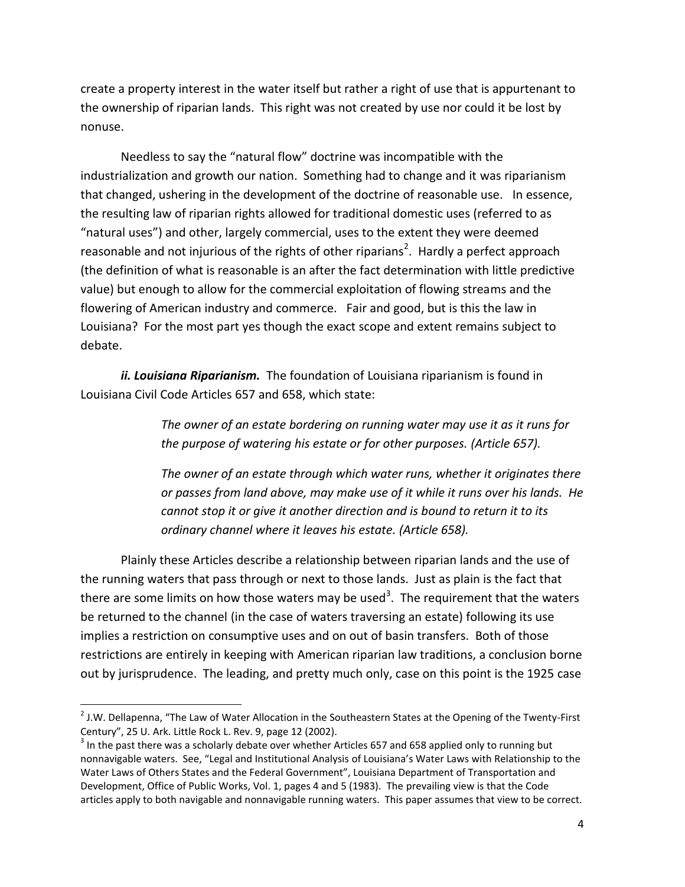create a property interest in the water itself but rather a right of use that is appurtenant to the ownership of riparian lands. This right was not created by use nor could it be lost by nonuse.

Needless to say the "natural flow" doctrine was incompatible with the industrialization and growth our nation. Something had to change and it was riparianism that changed, ushering in the development of the doctrine of reasonable use. In essence, the resulting law of riparian rights allowed for traditional domestic uses (referred to as "natural uses") and other, largely commercial, uses to the extent they were deemed reasonable and not injurious of the rights of other riparians[2]. Hardly a perfect approach (the definition of what is reasonable is an after the fact determination with little predictive value) but enough to allow for the commercial exploitation of flowing streams and the flowering of American industry and commerce. Fair and good, but is this the law in Louisiana? For the most part yes though the exact scope and extent remains subject to debate.

***ii. Louisiana Riparianism.*** The foundation of Louisiana riparianism is found in Louisiana Civil Code Articles 657 and 658, which state:

> *The owner of an estate bordering on running water may use it as it runs for the purpose of watering his estate or for other purposes. (Article 657).*
>
> *The owner of an estate through which water runs, whether it originates there or passes from land above, may make use of it while it runs over his lands. He cannot stop it or give it another direction and is bound to return it to its ordinary channel where it leaves his estate. (Article 658).*

Plainly these Articles describe a relationship between riparian lands and the use of the running waters that pass through or next to those lands. Just as plain is the fact that there are some limits on how those waters may be used[3]. The requirement that the waters be returned to the channel (in the case of waters traversing an estate) following its use implies a restriction on consumptive uses and on out of basin transfers. Both of those restrictions are entirely in keeping with American riparian law traditions, a conclusion borne out by jurisprudence. The leading, and pretty much only, case on this point is the 1925 case

---

[2] J.W. Dellapenna, "The Law of Water Allocation in the Southeastern States at the Opening of the Twenty-First Century", 25 U. Ark. Little Rock L. Rev. 9, page 12 (2002).

[3] In the past there was a scholarly debate over whether Articles 657 and 658 applied only to running but nonnavigable waters. See, "Legal and Institutional Analysis of Louisiana's Water Laws with Relationship to the Water Laws of Others States and the Federal Government", Louisiana Department of Transportation and Development, Office of Public Works, Vol. 1, pages 4 and 5 (1983). The prevailing view is that the Code articles apply to both navigable and nonnavigable running waters. This paper assumes that view to be correct.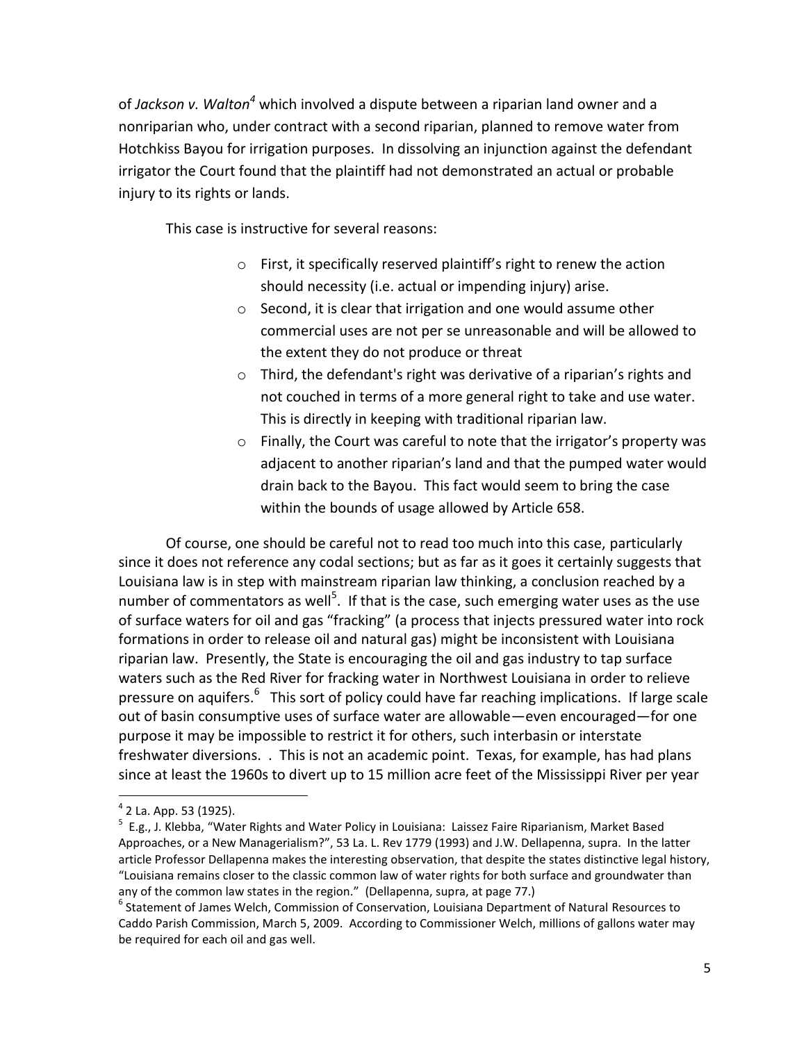of *Jackson v. Walton*[4] which involved a dispute between a riparian land owner and a nonriparian who, under contract with a second riparian, planned to remove water from Hotchkiss Bayou for irrigation purposes. In dissolving an injunction against the defendant irrigator the Court found that the plaintiff had not demonstrated an actual or probable injury to its rights or lands.

This case is instructive for several reasons:

- First, it specifically reserved plaintiff's right to renew the action should necessity (i.e. actual or impending injury) arise.
- Second, it is clear that irrigation and one would assume other commercial uses are not per se unreasonable and will be allowed to the extent they do not produce or threat
- Third, the defendant's right was derivative of a riparian's rights and not couched in terms of a more general right to take and use water. This is directly in keeping with traditional riparian law.
- Finally, the Court was careful to note that the irrigator's property was adjacent to another riparian's land and that the pumped water would drain back to the Bayou. This fact would seem to bring the case within the bounds of usage allowed by Article 658.

Of course, one should be careful not to read too much into this case, particularly since it does not reference any codal sections; but as far as it goes it certainly suggests that Louisiana law is in step with mainstream riparian law thinking, a conclusion reached by a number of commentators as well[5]. If that is the case, such emerging water uses as the use of surface waters for oil and gas "fracking" (a process that injects pressured water into rock formations in order to release oil and natural gas) might be inconsistent with Louisiana riparian law. Presently, the State is encouraging the oil and gas industry to tap surface waters such as the Red River for fracking water in Northwest Louisiana in order to relieve pressure on aquifers.[6] This sort of policy could have far reaching implications. If large scale out of basin consumptive uses of surface water are allowable—even encouraged—for one purpose it may be impossible to restrict it for others, such interbasin or interstate freshwater diversions. . This is not an academic point. Texas, for example, has had plans since at least the 1960s to divert up to 15 million acre feet of the Mississippi River per year

---

[4] 2 La. App. 53 (1925).

[5] E.g., J. Klebba, "Water Rights and Water Policy in Louisiana: Laissez Faire Riparianism, Market Based Approaches, or a New Managerialism?", 53 La. L. Rev 1779 (1993) and J.W. Dellapenna, supra. In the latter article Professor Dellapenna makes the interesting observation, that despite the states distinctive legal history, "Louisiana remains closer to the classic common law of water rights for both surface and groundwater than any of the common law states in the region." (Dellapenna, supra, at page 77.)

[6] Statement of James Welch, Commission of Conservation, Louisiana Department of Natural Resources to Caddo Parish Commission, March 5, 2009. According to Commissioner Welch, millions of gallons water may be required for each oil and gas well.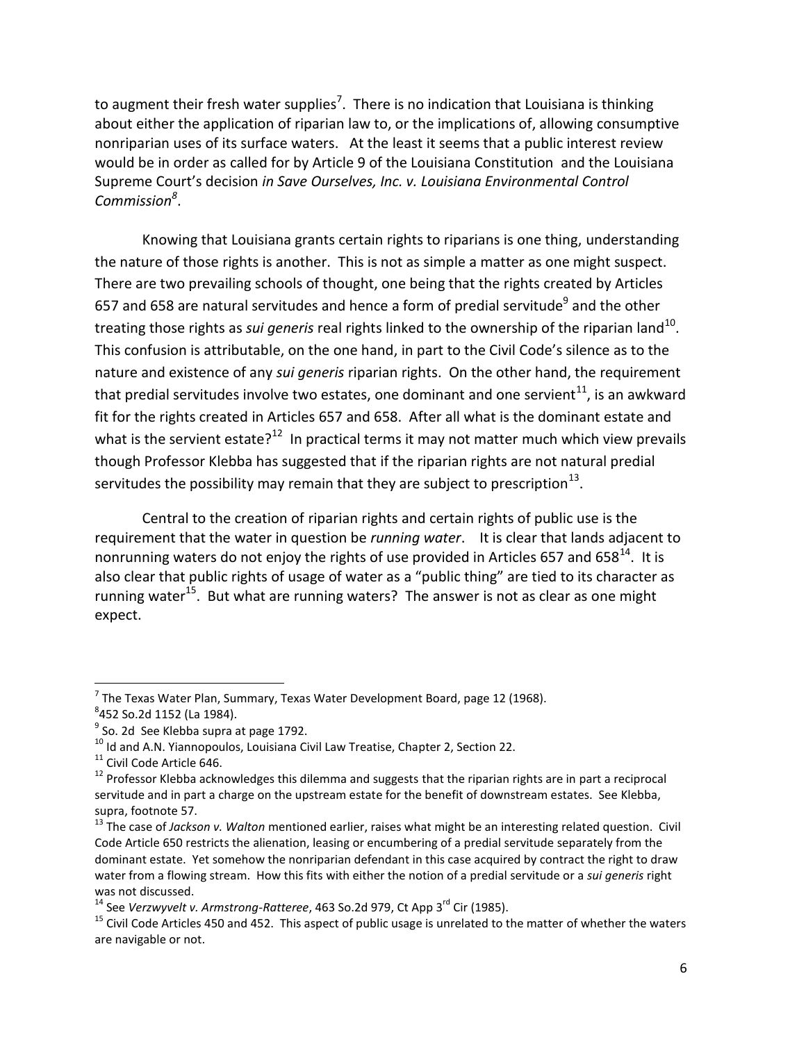to augment their fresh water supplies[7]. There is no indication that Louisiana is thinking about either the application of riparian law to, or the implications of, allowing consumptive nonriparian uses of its surface waters. At the least it seems that a public interest review would be in order as called for by Article 9 of the Louisiana Constitution and the Louisiana Supreme Court's decision *in Save Ourselves, Inc. v. Louisiana Environmental Control Commission*[8].

Knowing that Louisiana grants certain rights to riparians is one thing, understanding the nature of those rights is another. This is not as simple a matter as one might suspect. There are two prevailing schools of thought, one being that the rights created by Articles 657 and 658 are natural servitudes and hence a form of predial servitude[9] and the other treating those rights as *sui generis* real rights linked to the ownership of the riparian land[10]. This confusion is attributable, on the one hand, in part to the Civil Code's silence as to the nature and existence of any *sui generis* riparian rights. On the other hand, the requirement that predial servitudes involve two estates, one dominant and one servient[11], is an awkward fit for the rights created in Articles 657 and 658. After all what is the dominant estate and what is the servient estate?[12] In practical terms it may not matter much which view prevails though Professor Klebba has suggested that if the riparian rights are not natural predial servitudes the possibility may remain that they are subject to prescription[13].

Central to the creation of riparian rights and certain rights of public use is the requirement that the water in question be *running water*. It is clear that lands adjacent to nonrunning waters do not enjoy the rights of use provided in Articles 657 and 658[14]. It is also clear that public rights of usage of water as a "public thing" are tied to its character as running water[15]. But what are running waters? The answer is not as clear as one might expect.

---

[7] The Texas Water Plan, Summary, Texas Water Development Board, page 12 (1968).

[8] 452 So.2d 1152 (La 1984).

[9] So. 2d See Klebba supra at page 1792.

[10] Id and A.N. Yiannopoulos, Louisiana Civil Law Treatise, Chapter 2, Section 22.

[11] Civil Code Article 646.

[12] Professor Klebba acknowledges this dilemma and suggests that the riparian rights are in part a reciprocal servitude and in part a charge on the upstream estate for the benefit of downstream estates. See Klebba, supra, footnote 57.

[13] The case of *Jackson v. Walton* mentioned earlier, raises what might be an interesting related question. Civil Code Article 650 restricts the alienation, leasing or encumbering of a predial servitude separately from the dominant estate. Yet somehow the nonriparian defendant in this case acquired by contract the right to draw water from a flowing stream. How this fits with either the notion of a predial servitude or a *sui generis* right was not discussed.

[14] See *Verzwyvelt v. Armstrong-Ratteree*, 463 So.2d 979, Ct App 3rd Cir (1985).

[15] Civil Code Articles 450 and 452. This aspect of public usage is unrelated to the matter of whether the waters are navigable or not.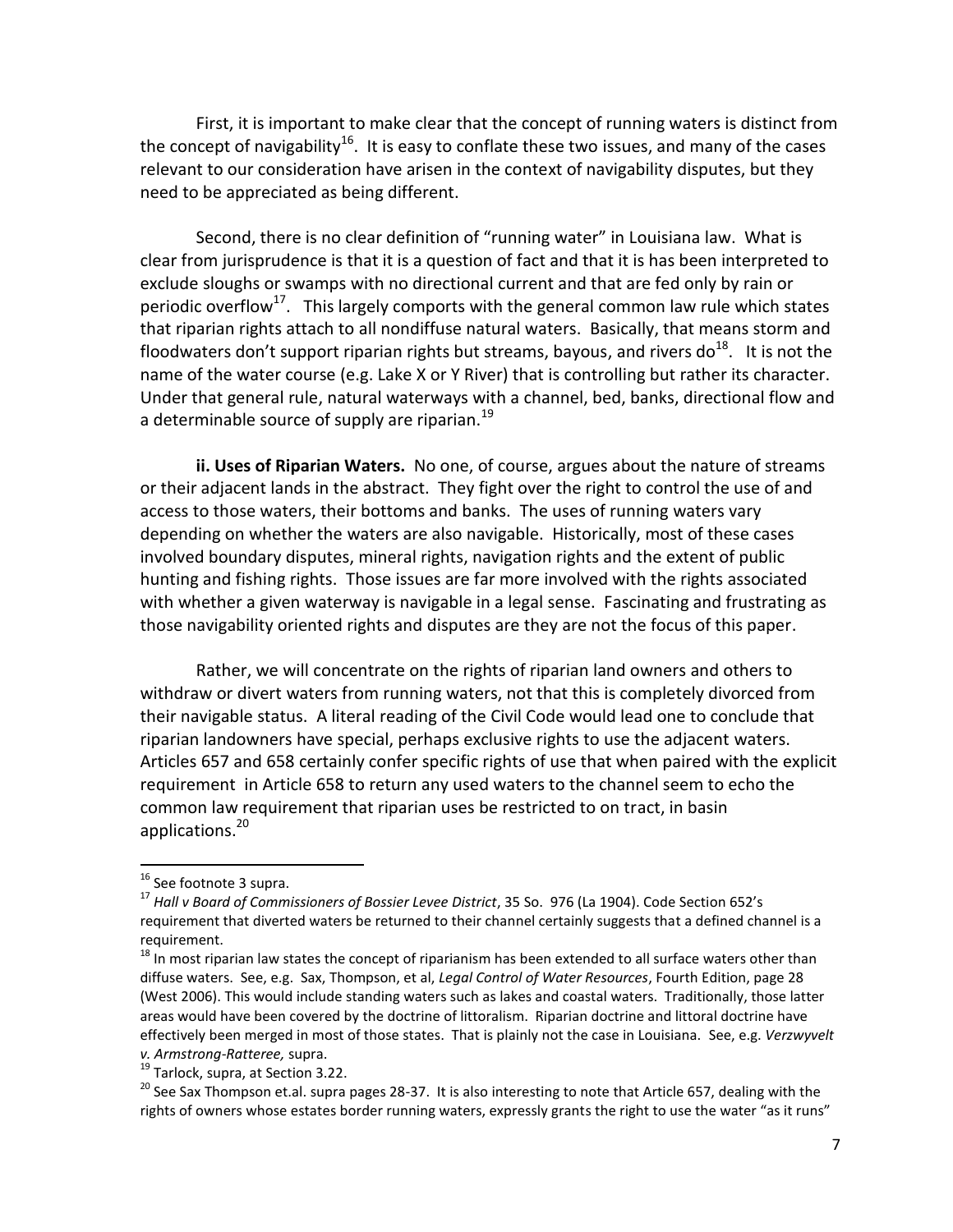First, it is important to make clear that the concept of running waters is distinct from the concept of navigability[16]. It is easy to conflate these two issues, and many of the cases relevant to our consideration have arisen in the context of navigability disputes, but they need to be appreciated as being different.

Second, there is no clear definition of "running water" in Louisiana law. What is clear from jurisprudence is that it is a question of fact and that it is has been interpreted to exclude sloughs or swamps with no directional current and that are fed only by rain or periodic overflow[17]. This largely comports with the general common law rule which states that riparian rights attach to all nondiffuse natural waters. Basically, that means storm and floodwaters don't support riparian rights but streams, bayous, and rivers do[18]. It is not the name of the water course (e.g. Lake X or Y River) that is controlling but rather its character. Under that general rule, natural waterways with a channel, bed, banks, directional flow and a determinable source of supply are riparian.[19]

**ii. Uses of Riparian Waters.** No one, of course, argues about the nature of streams or their adjacent lands in the abstract. They fight over the right to control the use of and access to those waters, their bottoms and banks. The uses of running waters vary depending on whether the waters are also navigable. Historically, most of these cases involved boundary disputes, mineral rights, navigation rights and the extent of public hunting and fishing rights. Those issues are far more involved with the rights associated with whether a given waterway is navigable in a legal sense. Fascinating and frustrating as those navigability oriented rights and disputes are they are not the focus of this paper.

Rather, we will concentrate on the rights of riparian land owners and others to withdraw or divert waters from running waters, not that this is completely divorced from their navigable status. A literal reading of the Civil Code would lead one to conclude that riparian landowners have special, perhaps exclusive rights to use the adjacent waters. Articles 657 and 658 certainly confer specific rights of use that when paired with the explicit requirement in Article 658 to return any used waters to the channel seem to echo the common law requirement that riparian uses be restricted to on tract, in basin applications.[20]

---

[16] See footnote 3 supra.

[17] *Hall v Board of Commissioners of Bossier Levee District*, 35 So. 976 (La 1904). Code Section 652's requirement that diverted waters be returned to their channel certainly suggests that a defined channel is a requirement.

[18] In most riparian law states the concept of riparianism has been extended to all surface waters other than diffuse waters. See, e.g. Sax, Thompson, et al, *Legal Control of Water Resources*, Fourth Edition, page 28 (West 2006). This would include standing waters such as lakes and coastal waters. Traditionally, those latter areas would have been covered by the doctrine of littoralism. Riparian doctrine and littoral doctrine have effectively been merged in most of those states. That is plainly not the case in Louisiana. See, e.g. *Verzwyvelt v. Armstrong-Ratteree,* supra.

[19] Tarlock, supra, at Section 3.22.

[20] See Sax Thompson et.al. supra pages 28-37. It is also interesting to note that Article 657, dealing with the rights of owners whose estates border running waters, expressly grants the right to use the water "as it runs"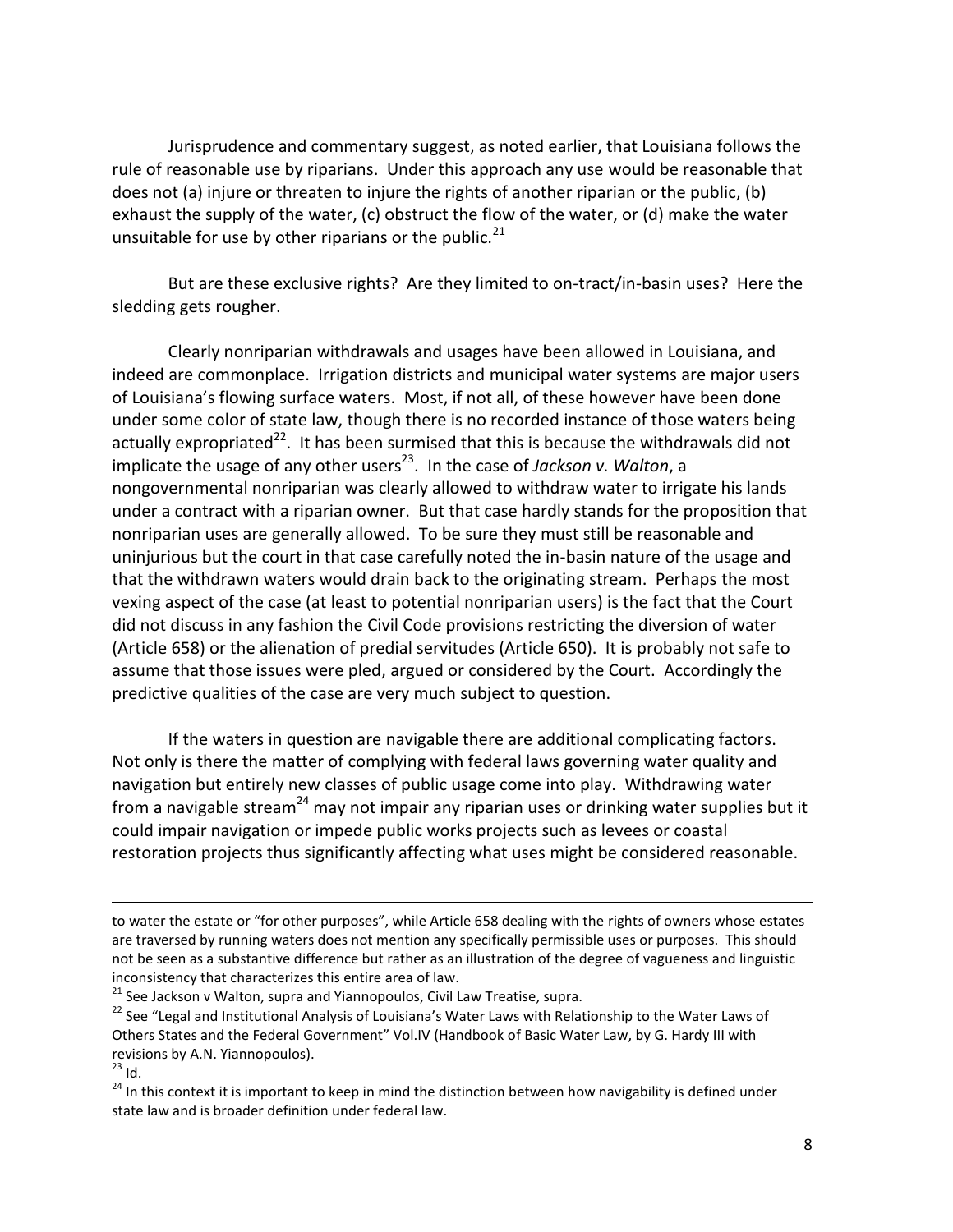Jurisprudence and commentary suggest, as noted earlier, that Louisiana follows the rule of reasonable use by riparians. Under this approach any use would be reasonable that does not (a) injure or threaten to injure the rights of another riparian or the public, (b) exhaust the supply of the water, (c) obstruct the flow of the water, or (d) make the water unsuitable for use by other riparians or the public.[21]

But are these exclusive rights? Are they limited to on-tract/in-basin uses? Here the sledding gets rougher.

Clearly nonriparian withdrawals and usages have been allowed in Louisiana, and indeed are commonplace. Irrigation districts and municipal water systems are major users of Louisiana's flowing surface waters. Most, if not all, of these however have been done under some color of state law, though there is no recorded instance of those waters being actually expropriated[22]. It has been surmised that this is because the withdrawals did not implicate the usage of any other users[23]. In the case of *Jackson v. Walton*, a nongovernmental nonriparian was clearly allowed to withdraw water to irrigate his lands under a contract with a riparian owner. But that case hardly stands for the proposition that nonriparian uses are generally allowed. To be sure they must still be reasonable and uninjurious but the court in that case carefully noted the in-basin nature of the usage and that the withdrawn waters would drain back to the originating stream. Perhaps the most vexing aspect of the case (at least to potential nonriparian users) is the fact that the Court did not discuss in any fashion the Civil Code provisions restricting the diversion of water (Article 658) or the alienation of predial servitudes (Article 650). It is probably not safe to assume that those issues were pled, argued or considered by the Court. Accordingly the predictive qualities of the case are very much subject to question.

If the waters in question are navigable there are additional complicating factors. Not only is there the matter of complying with federal laws governing water quality and navigation but entirely new classes of public usage come into play. Withdrawing water from a navigable stream[24] may not impair any riparian uses or drinking water supplies but it could impair navigation or impede public works projects such as levees or coastal restoration projects thus significantly affecting what uses might be considered reasonable.

---

to water the estate or "for other purposes", while Article 658 dealing with the rights of owners whose estates are traversed by running waters does not mention any specifically permissible uses or purposes. This should not be seen as a substantive difference but rather as an illustration of the degree of vagueness and linguistic inconsistency that characterizes this entire area of law.

[21] See Jackson v Walton, supra and Yiannopoulos, Civil Law Treatise, supra.

[22] See "Legal and Institutional Analysis of Louisiana's Water Laws with Relationship to the Water Laws of Others States and the Federal Government" Vol.IV (Handbook of Basic Water Law, by G. Hardy III with revisions by A.N. Yiannopoulos).

[23] Id.

[24] In this context it is important to keep in mind the distinction between how navigability is defined under state law and is broader definition under federal law.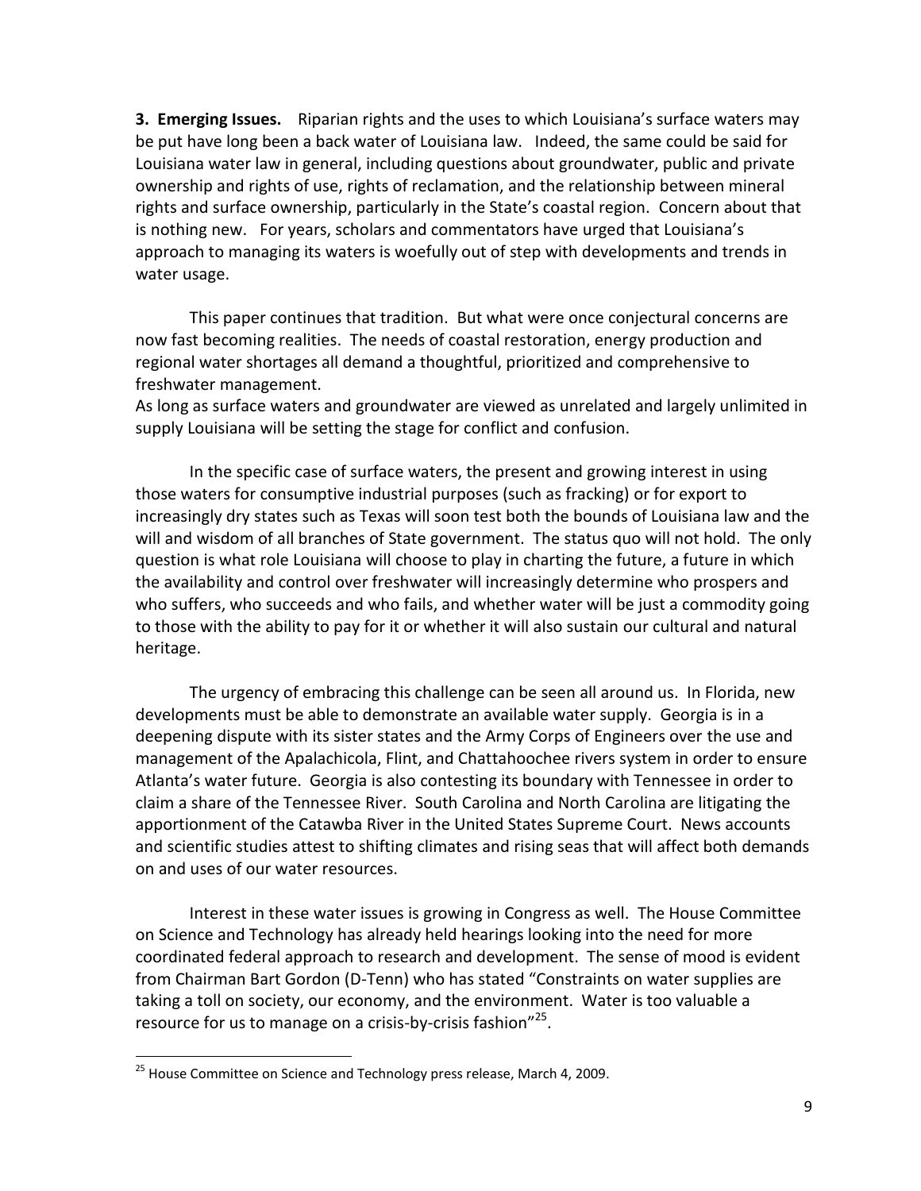**3. Emerging Issues.** Riparian rights and the uses to which Louisiana's surface waters may be put have long been a back water of Louisiana law. Indeed, the same could be said for Louisiana water law in general, including questions about groundwater, public and private ownership and rights of use, rights of reclamation, and the relationship between mineral rights and surface ownership, particularly in the State's coastal region. Concern about that is nothing new. For years, scholars and commentators have urged that Louisiana's approach to managing its waters is woefully out of step with developments and trends in water usage.

This paper continues that tradition. But what were once conjectural concerns are now fast becoming realities. The needs of coastal restoration, energy production and regional water shortages all demand a thoughtful, prioritized and comprehensive to freshwater management.

As long as surface waters and groundwater are viewed as unrelated and largely unlimited in supply Louisiana will be setting the stage for conflict and confusion.

In the specific case of surface waters, the present and growing interest in using those waters for consumptive industrial purposes (such as fracking) or for export to increasingly dry states such as Texas will soon test both the bounds of Louisiana law and the will and wisdom of all branches of State government. The status quo will not hold. The only question is what role Louisiana will choose to play in charting the future, a future in which the availability and control over freshwater will increasingly determine who prospers and who suffers, who succeeds and who fails, and whether water will be just a commodity going to those with the ability to pay for it or whether it will also sustain our cultural and natural heritage.

The urgency of embracing this challenge can be seen all around us. In Florida, new developments must be able to demonstrate an available water supply. Georgia is in a deepening dispute with its sister states and the Army Corps of Engineers over the use and management of the Apalachicola, Flint, and Chattahoochee rivers system in order to ensure Atlanta's water future. Georgia is also contesting its boundary with Tennessee in order to claim a share of the Tennessee River. South Carolina and North Carolina are litigating the apportionment of the Catawba River in the United States Supreme Court. News accounts and scientific studies attest to shifting climates and rising seas that will affect both demands on and uses of our water resources.

Interest in these water issues is growing in Congress as well. The House Committee on Science and Technology has already held hearings looking into the need for more coordinated federal approach to research and development. The sense of mood is evident from Chairman Bart Gordon (D-Tenn) who has stated "Constraints on water supplies are taking a toll on society, our economy, and the environment. Water is too valuable a resource for us to manage on a crisis-by-crisis fashion"[25].

[25] House Committee on Science and Technology press release, March 4, 2009.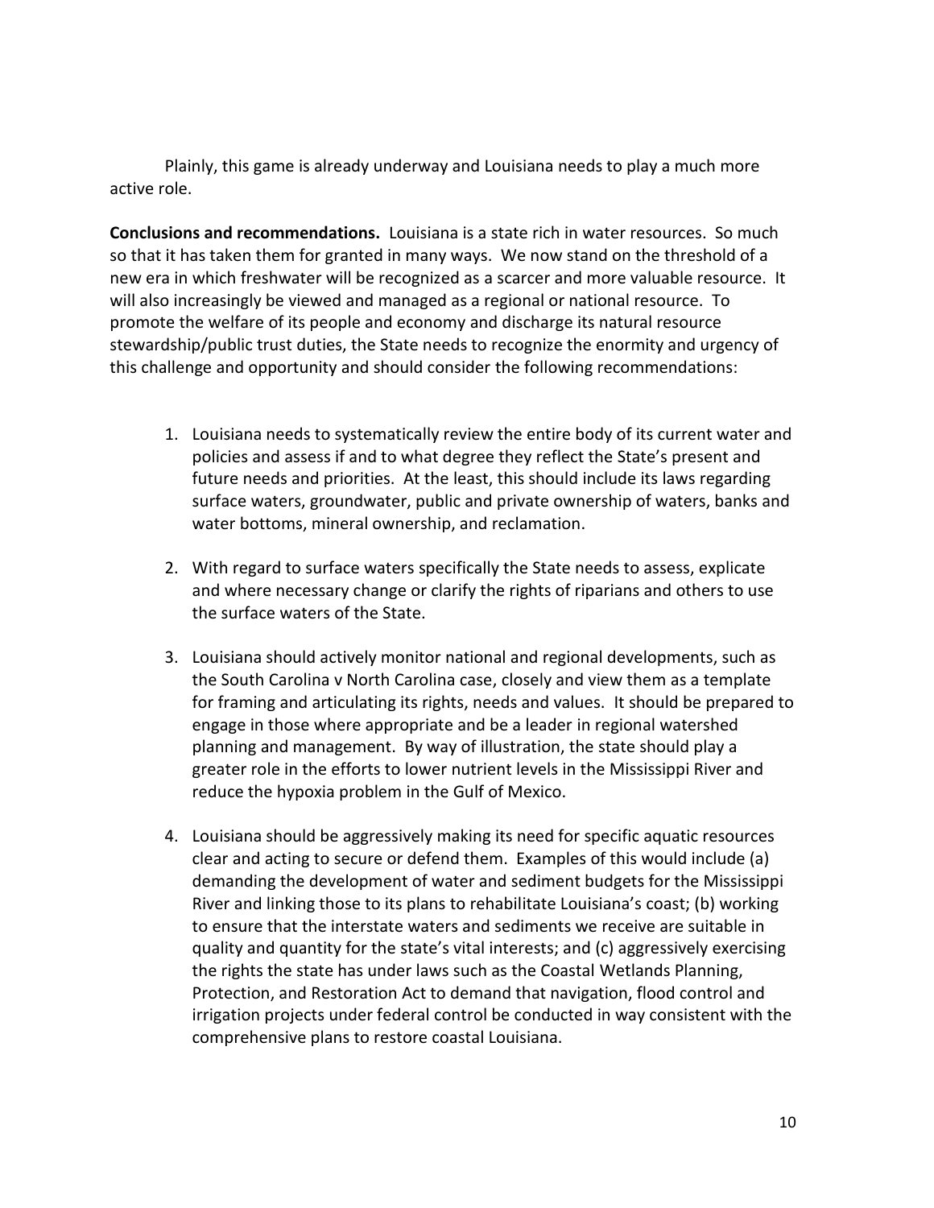Plainly, this game is already underway and Louisiana needs to play a much more active role.

**Conclusions and recommendations.** Louisiana is a state rich in water resources. So much so that it has taken them for granted in many ways. We now stand on the threshold of a new era in which freshwater will be recognized as a scarcer and more valuable resource. It will also increasingly be viewed and managed as a regional or national resource. To promote the welfare of its people and economy and discharge its natural resource stewardship/public trust duties, the State needs to recognize the enormity and urgency of this challenge and opportunity and should consider the following recommendations:

1. Louisiana needs to systematically review the entire body of its current water and policies and assess if and to what degree they reflect the State's present and future needs and priorities. At the least, this should include its laws regarding surface waters, groundwater, public and private ownership of waters, banks and water bottoms, mineral ownership, and reclamation.

2. With regard to surface waters specifically the State needs to assess, explicate and where necessary change or clarify the rights of riparians and others to use the surface waters of the State.

3. Louisiana should actively monitor national and regional developments, such as the South Carolina v North Carolina case, closely and view them as a template for framing and articulating its rights, needs and values. It should be prepared to engage in those where appropriate and be a leader in regional watershed planning and management. By way of illustration, the state should play a greater role in the efforts to lower nutrient levels in the Mississippi River and reduce the hypoxia problem in the Gulf of Mexico.

4. Louisiana should be aggressively making its need for specific aquatic resources clear and acting to secure or defend them. Examples of this would include (a) demanding the development of water and sediment budgets for the Mississippi River and linking those to its plans to rehabilitate Louisiana's coast; (b) working to ensure that the interstate waters and sediments we receive are suitable in quality and quantity for the state's vital interests; and (c) aggressively exercising the rights the state has under laws such as the Coastal Wetlands Planning, Protection, and Restoration Act to demand that navigation, flood control and irrigation projects under federal control be conducted in way consistent with the comprehensive plans to restore coastal Louisiana.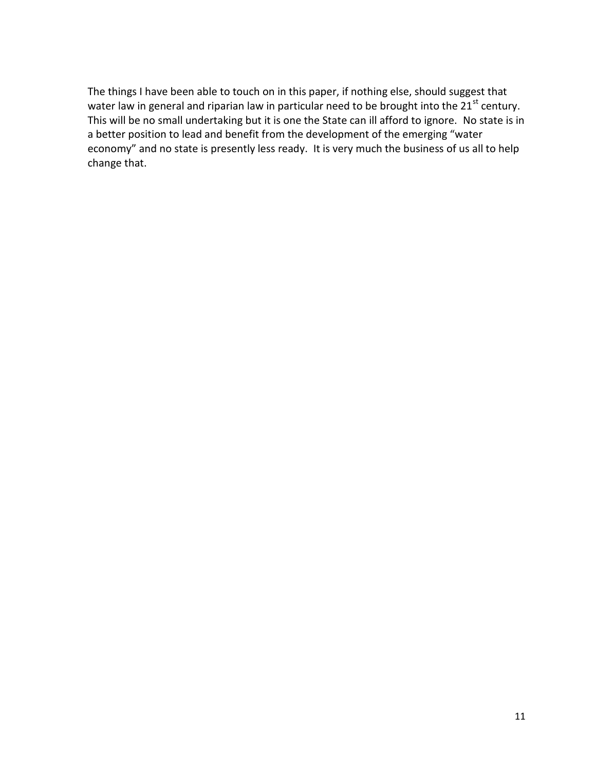The things I have been able to touch on in this paper, if nothing else, should suggest that water law in general and riparian law in particular need to be brought into the $21^{st}$ century. This will be no small undertaking but it is one the State can ill afford to ignore. No state is in a better position to lead and benefit from the development of the emerging "water economy" and no state is presently less ready. It is very much the business of us all to help change that.